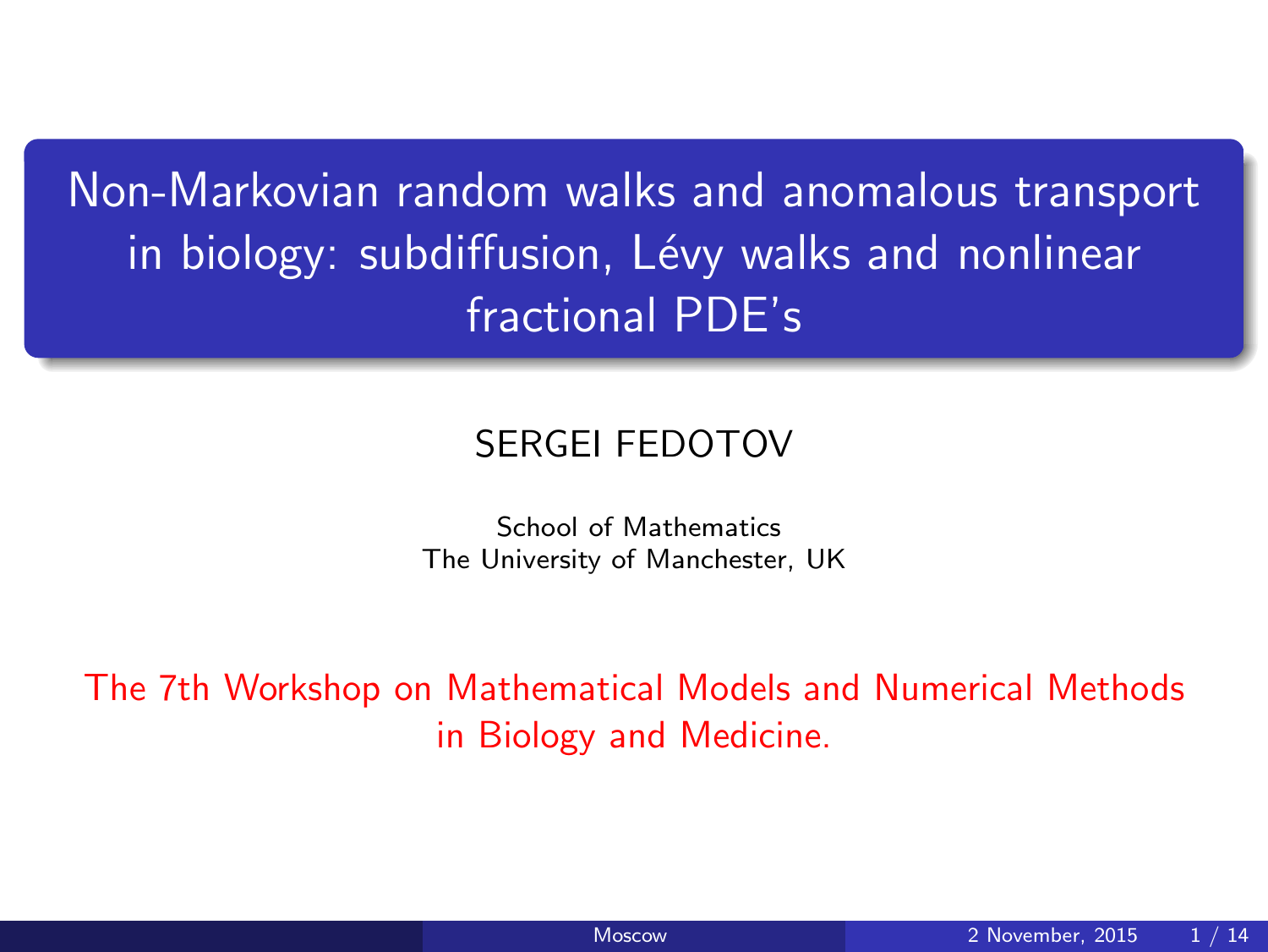# Non-Markovian random walks and anomalous transport in biology: subdiffusion, Lévy walks and nonlinear fractional PDE's

SERGEI FEDOTOV

School of Mathematics
The University of Manchester, UK

The 7th Workshop on Mathematical Models and Numerical Methods in Biology and Medicine.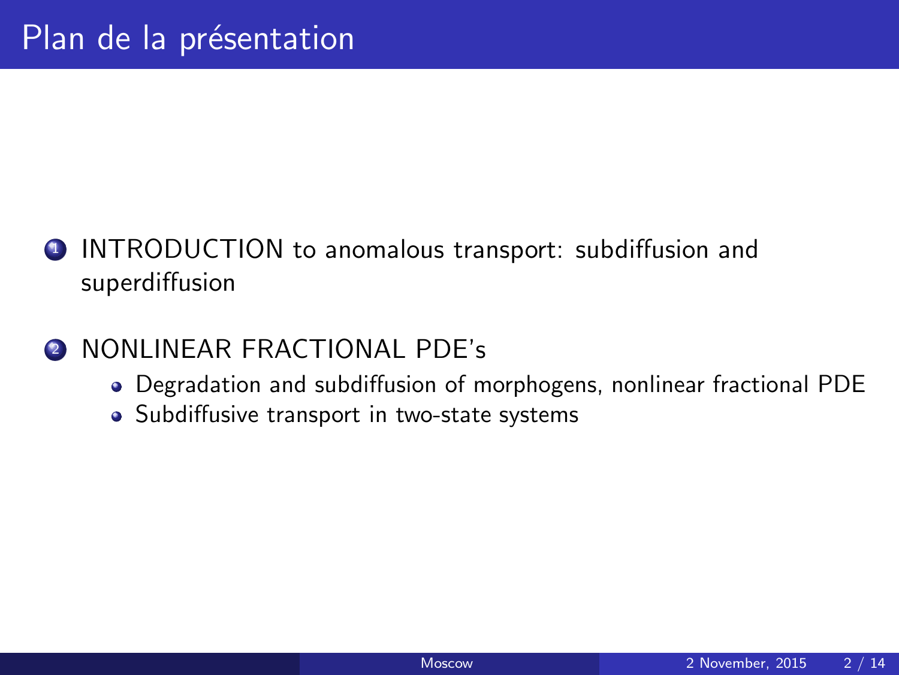# Plan de la présentation

1. INTRODUCTION to anomalous transport: subdiffusion and superdiffusion
2. NONLINEAR FRACTIONAL PDE's
   - Degradation and subdiffusion of morphogens, nonlinear fractional PDE
   - Subdiffusive transport in two-state systems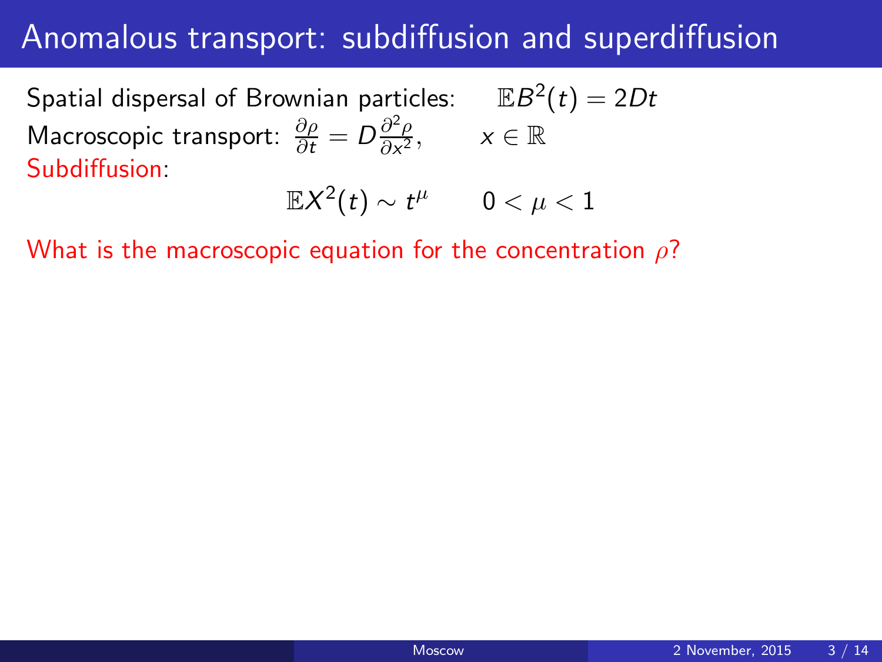# Anomalous transport: subdiffusion and superdiffusion

Spatial dispersal of Brownian particles: $\mathbb{E}B^2(t) = 2Dt$

Macroscopic transport: $\frac{\partial \rho}{\partial t} = D\frac{\partial^2 \rho}{\partial x^2}, \qquad x \in \mathbb{R}$

Subdiffusion:

$$\mathbb{E}X^2(t) \sim t^\mu \qquad 0 < \mu < 1$$

What is the macroscopic equation for the concentration $\rho$?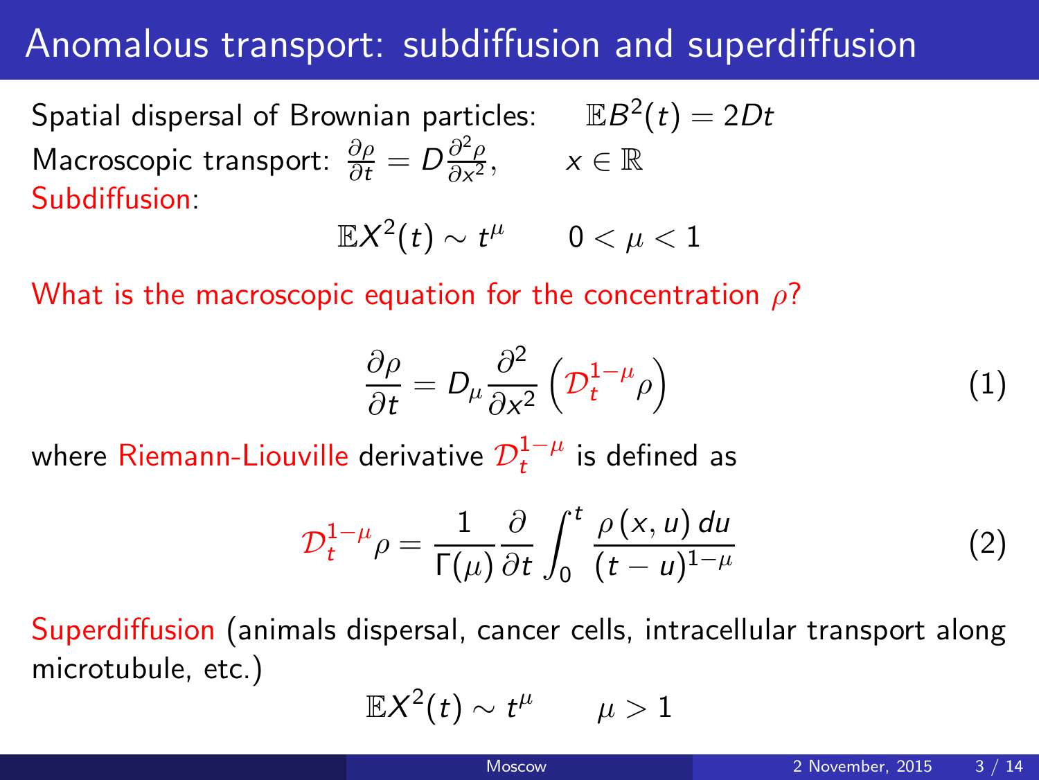# Anomalous transport: subdiffusion and superdiffusion

Spatial dispersal of Brownian particles: $\mathbb{E}B^2(t) = 2Dt$

Macroscopic transport: $\frac{\partial \rho}{\partial t} = D\frac{\partial^2 \rho}{\partial x^2}$, $x \in \mathbb{R}$

Subdiffusion:

$$\mathbb{E}X^2(t) \sim t^{\mu} \qquad 0 < \mu < 1$$

What is the macroscopic equation for the concentration $\rho$?

$$\frac{\partial \rho}{\partial t} = D_{\mu} \frac{\partial^2}{\partial x^2} \left( \mathcal{D}_t^{1-\mu} \rho \right) \tag{1}$$

where Riemann-Liouville derivative $\mathcal{D}_t^{1-\mu}$ is defined as

$$\mathcal{D}_t^{1-\mu} \rho = \frac{1}{\Gamma(\mu)} \frac{\partial}{\partial t} \int_0^t \frac{\rho(x,u)\, du}{(t-u)^{1-\mu}} \tag{2}$$

Superdiffusion (animals dispersal, cancer cells, intracellular transport along microtubule, etc.)

$$\mathbb{E}X^2(t) \sim t^{\mu} \qquad \mu > 1$$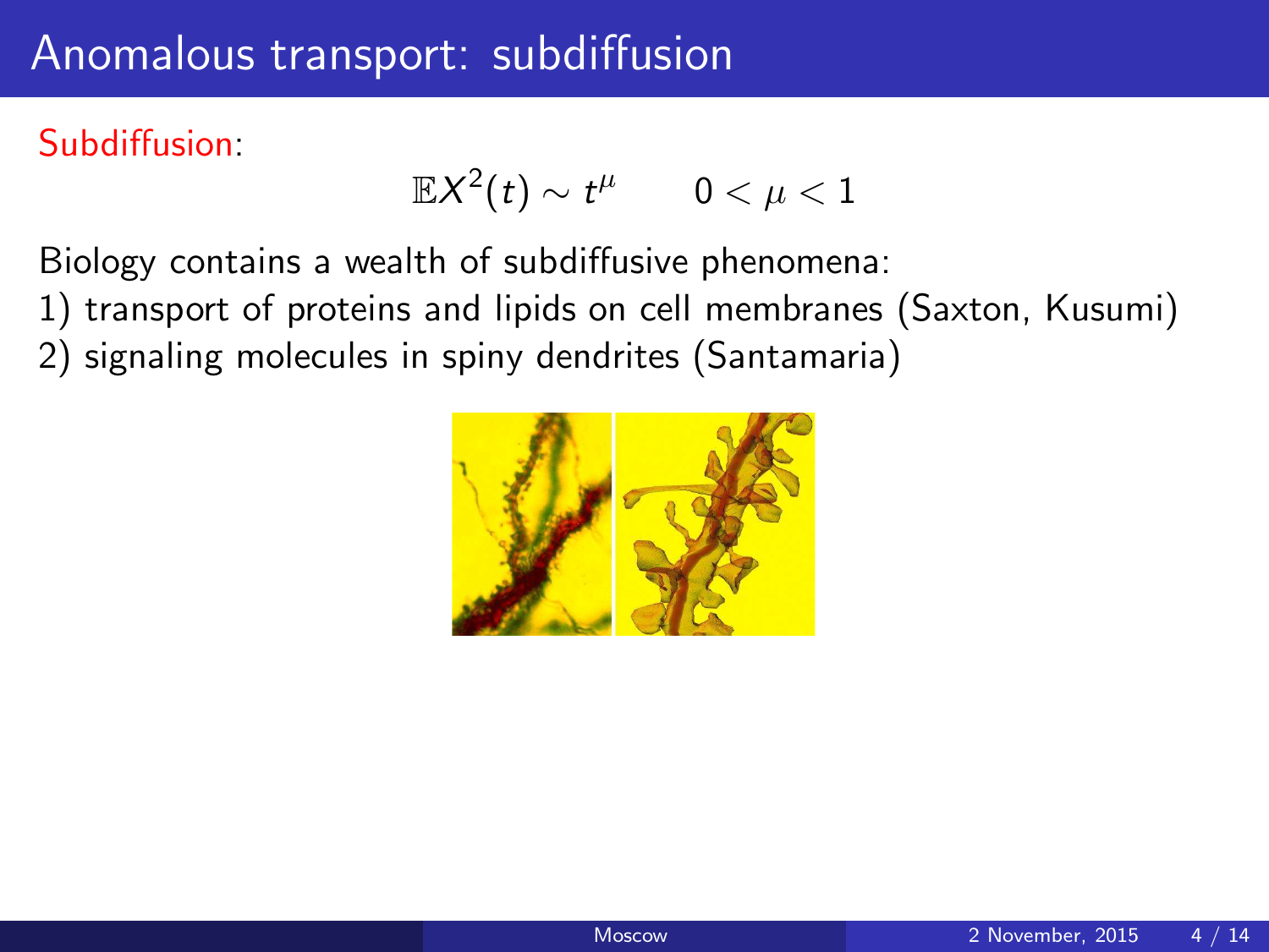# Anomalous transport: subdiffusion

Subdiffusion:

$$\mathbb{E}X^2(t) \sim t^{\mu} \qquad 0 < \mu < 1$$

Biology contains a wealth of subdiffusive phenomena:

1) transport of proteins and lipids on cell membranes (Saxton, Kusumi)

2) signaling molecules in spiny dendrites (Santamaria)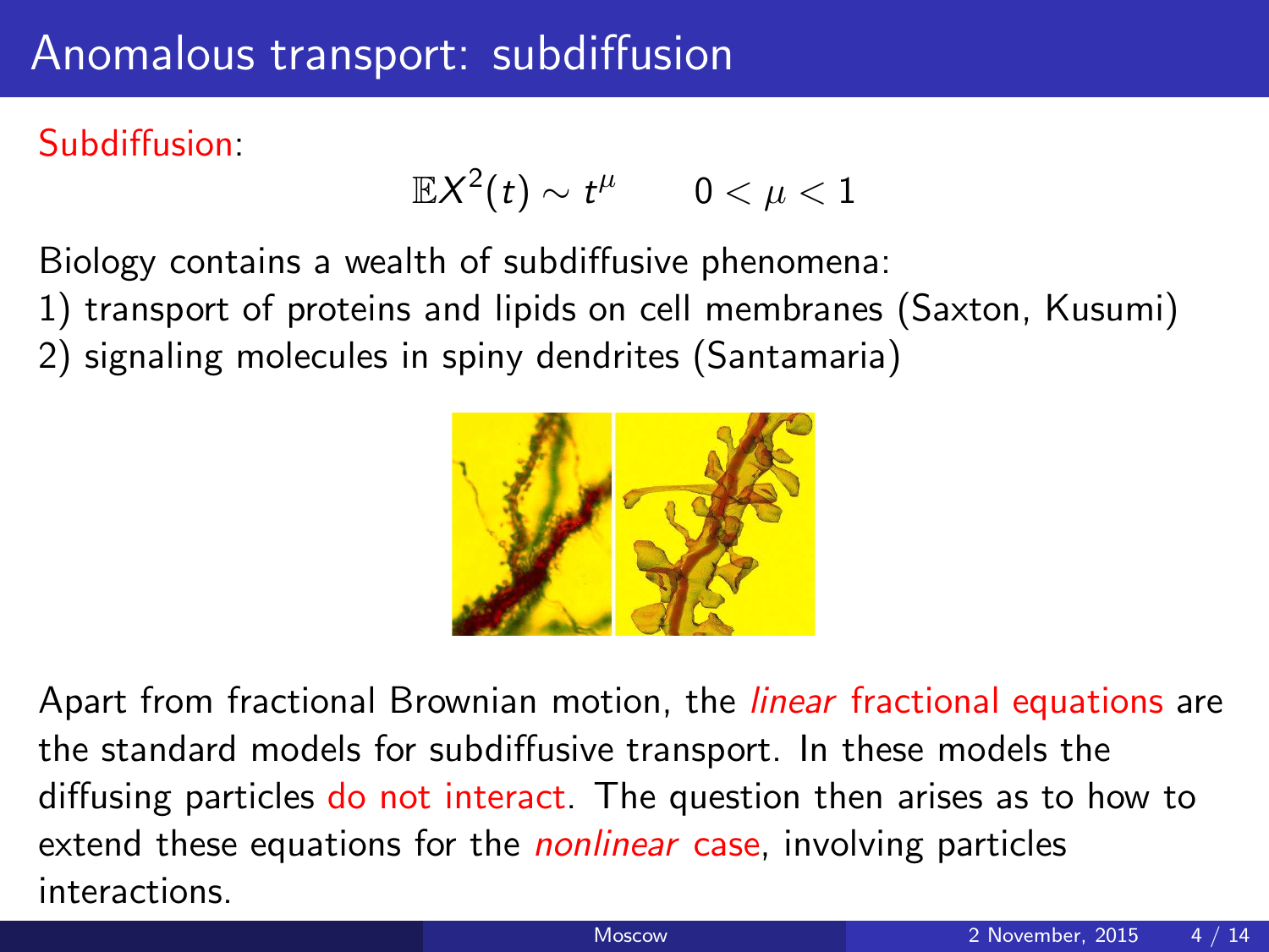# Anomalous transport: subdiffusion

Subdiffusion:

$$\mathbb{E}X^2(t) \sim t^{\mu} \qquad 0 < \mu < 1$$

Biology contains a wealth of subdiffusive phenomena:
1) transport of proteins and lipids on cell membranes (Saxton, Kusumi)
2) signaling molecules in spiny dendrites (Santamaria)

Apart from fractional Brownian motion, the *linear* fractional equations are the standard models for subdiffusive transport. In these models the diffusing particles do not interact. The question then arises as to how to extend these equations for the *nonlinear* case, involving particles interactions.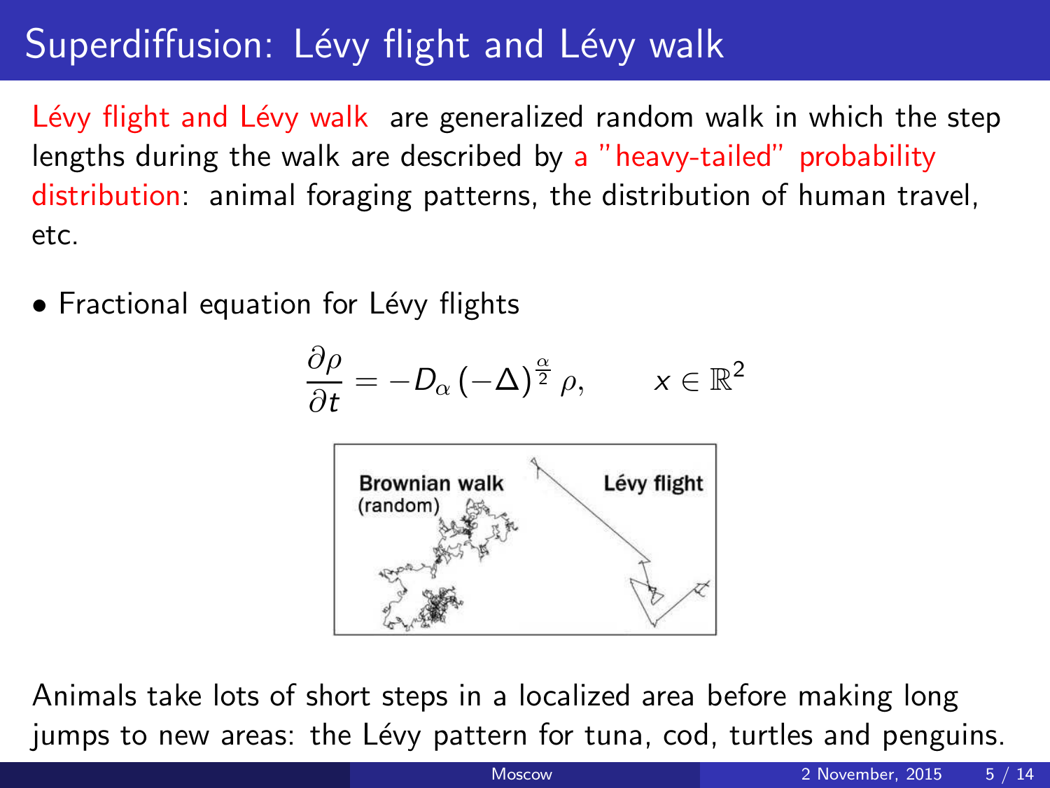# Superdiffusion: Lévy flight and Lévy walk

Lévy flight and Lévy walk are generalized random walk in which the step lengths during the walk are described by a "heavy-tailed" probability distribution: animal foraging patterns, the distribution of human travel, etc.

- Fractional equation for Lévy flights

$$\frac{\partial \rho}{\partial t} = -D_\alpha \left(-\Delta\right)^{\frac{\alpha}{2}} \rho, \qquad x \in \mathbb{R}^2$$

Animals take lots of short steps in a localized area before making long jumps to new areas: the Lévy pattern for tuna, cod, turtles and penguins.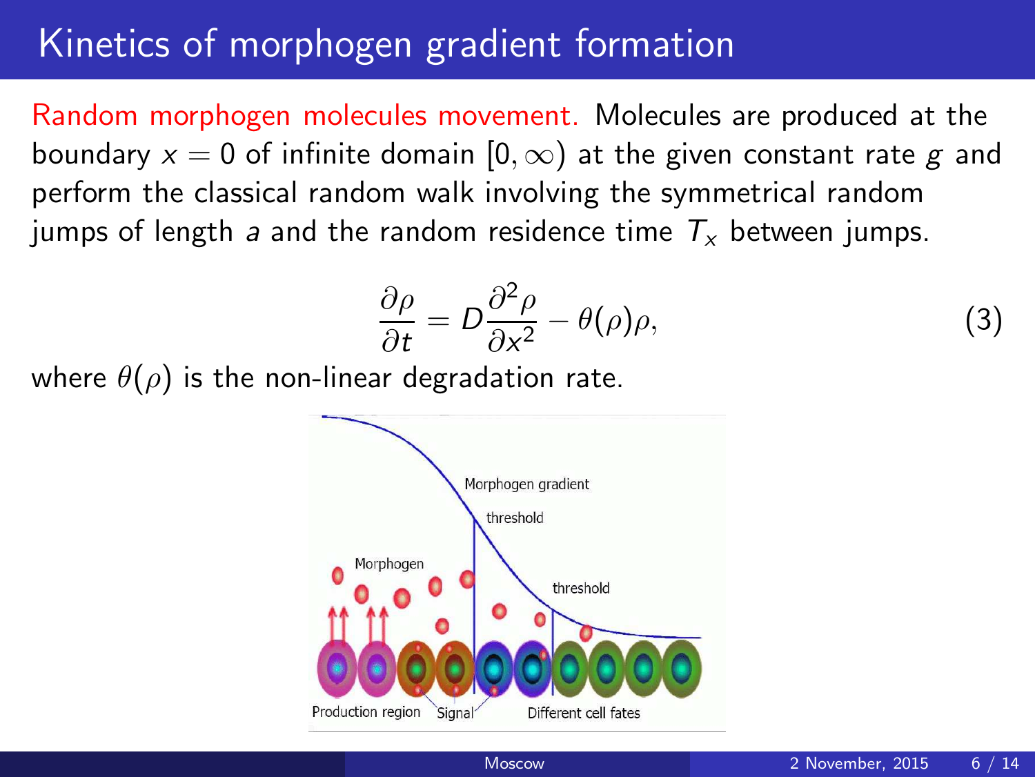# Kinetics of morphogen gradient formation

Random morphogen molecules movement. Molecules are produced at the boundary $x = 0$ of infinite domain $[0, \infty)$ at the given constant rate $g$ and perform the classical random walk involving the symmetrical random jumps of length $a$ and the random residence time $T_x$ between jumps.

$$\frac{\partial \rho}{\partial t} = D \frac{\partial^2 \rho}{\partial x^2} - \theta(\rho)\rho, \tag{3}$$

where $\theta(\rho)$ is the non-linear degradation rate.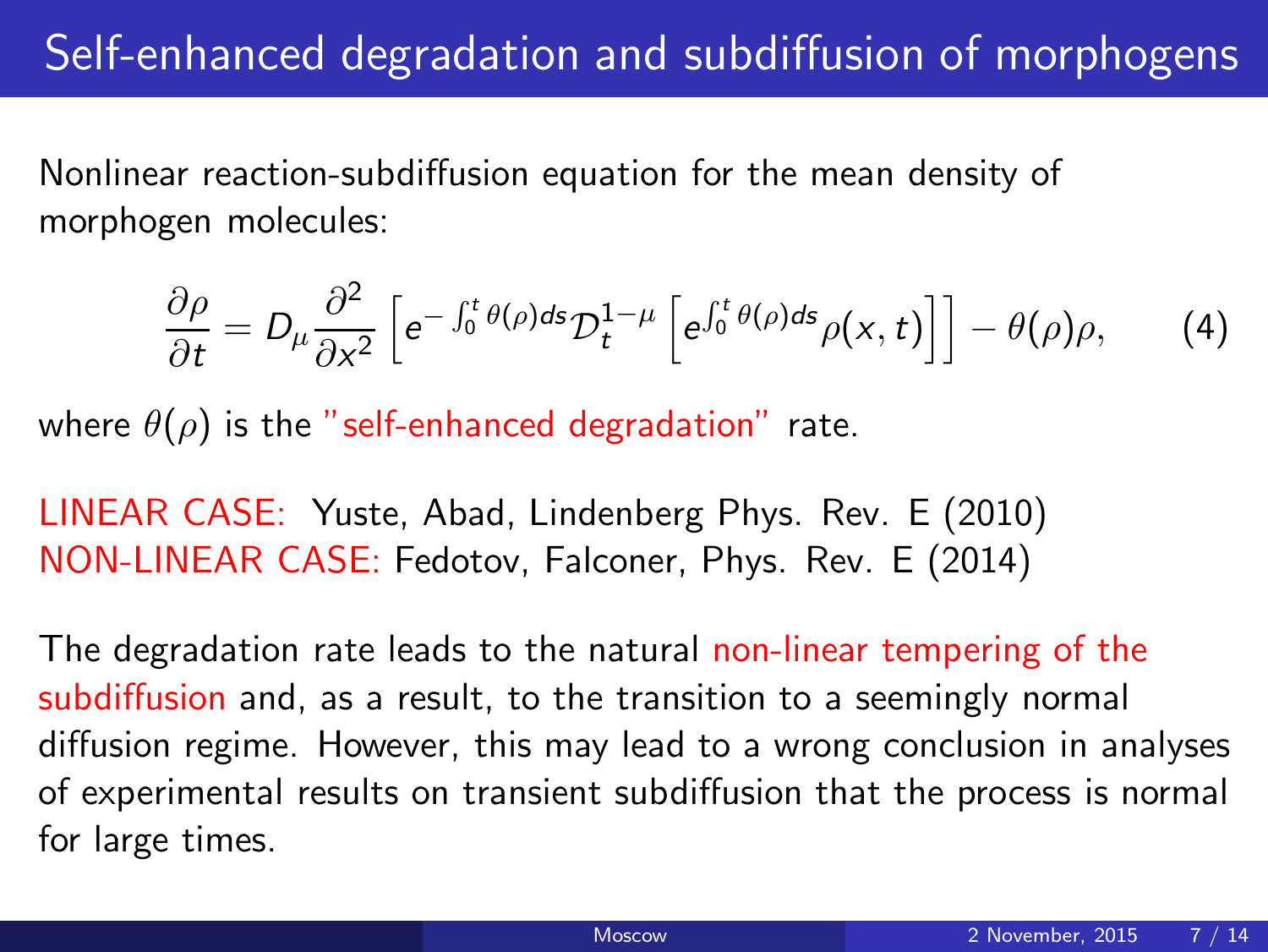# Self-enhanced degradation and subdiffusion of morphogens

Nonlinear reaction-subdiffusion equation for the mean density of morphogen molecules:

$$\frac{\partial \rho}{\partial t} = D_{\mu} \frac{\partial^2}{\partial x^2} \left[ e^{-\int_0^t \theta(\rho) ds} \mathcal{D}_t^{1-\mu} \left[ e^{\int_0^t \theta(\rho) ds} \rho(x,t) \right] \right] - \theta(\rho)\rho, \qquad (4)$$

where $\theta(\rho)$ is the "self-enhanced degradation" rate.

LINEAR CASE: Yuste, Abad, Lindenberg Phys. Rev. E (2010)
NON-LINEAR CASE: Fedotov, Falconer, Phys. Rev. E (2014)

The degradation rate leads to the natural non-linear tempering of the subdiffusion and, as a result, to the transition to a seemingly normal diffusion regime. However, this may lead to a wrong conclusion in analyses of experimental results on transient subdiffusion that the process is normal for large times.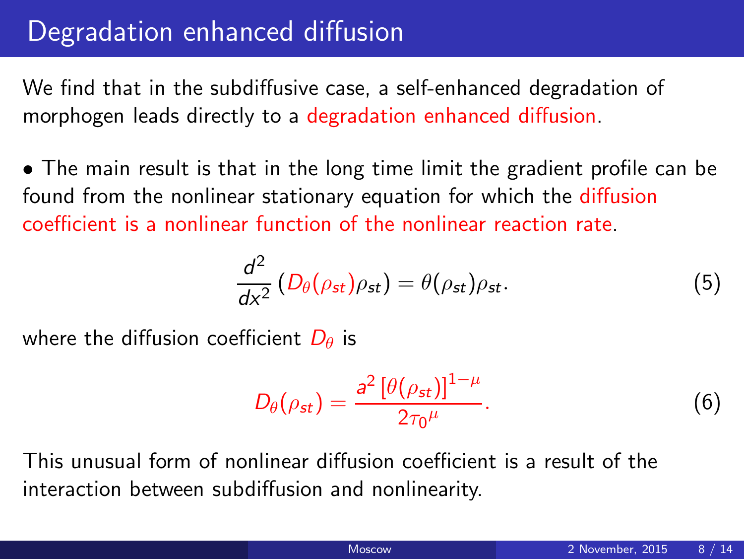# Degradation enhanced diffusion

We find that in the subdiffusive case, a self-enhanced degradation of morphogen leads directly to a degradation enhanced diffusion.

- The main result is that in the long time limit the gradient profile can be found from the nonlinear stationary equation for which the diffusion coefficient is a nonlinear function of the nonlinear reaction rate.

$$\frac{d^2}{dx^2}\left(D_\theta(\rho_{st})\rho_{st}\right) = \theta(\rho_{st})\rho_{st}. \tag{5}$$

where the diffusion coefficient $D_\theta$ is

$$D_\theta(\rho_{st}) = \frac{a^2\left[\theta(\rho_{st})\right]^{1-\mu}}{2{\tau_0}^{\mu}}. \tag{6}$$

This unusual form of nonlinear diffusion coefficient is a result of the interaction between subdiffusion and nonlinearity.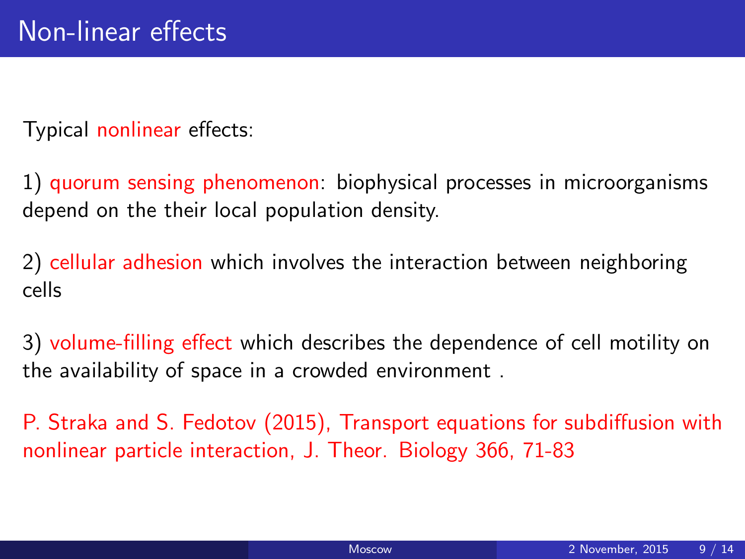# Non-linear effects

Typical nonlinear effects:

1) quorum sensing phenomenon: biophysical processes in microorganisms depend on the their local population density.

2) cellular adhesion which involves the interaction between neighboring cells

3) volume-filling effect which describes the dependence of cell motility on the availability of space in a crowded environment .

P. Straka and S. Fedotov (2015), Transport equations for subdiffusion with nonlinear particle interaction, J. Theor. Biology 366, 71-83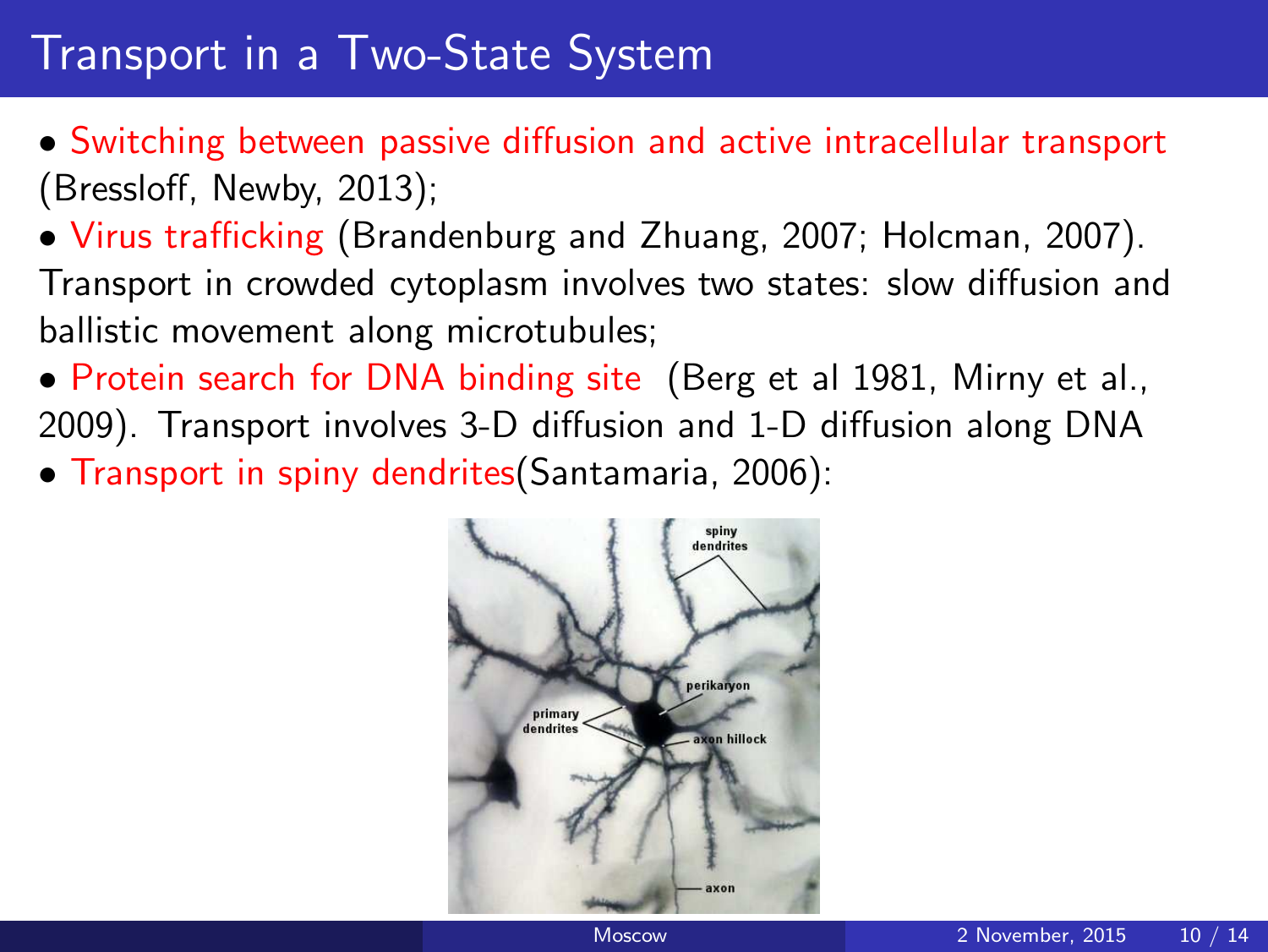# Transport in a Two-State System

- Switching between passive diffusion and active intracellular transport (Bressloff, Newby, 2013);
- Virus trafficking (Brandenburg and Zhuang, 2007; Holcman, 2007). Transport in crowded cytoplasm involves two states: slow diffusion and ballistic movement along microtubules;
- Protein search for DNA binding site (Berg et al 1981, Mirny et al., 2009). Transport involves 3-D diffusion and 1-D diffusion along DNA
- Transport in spiny dendrites(Santamaria, 2006):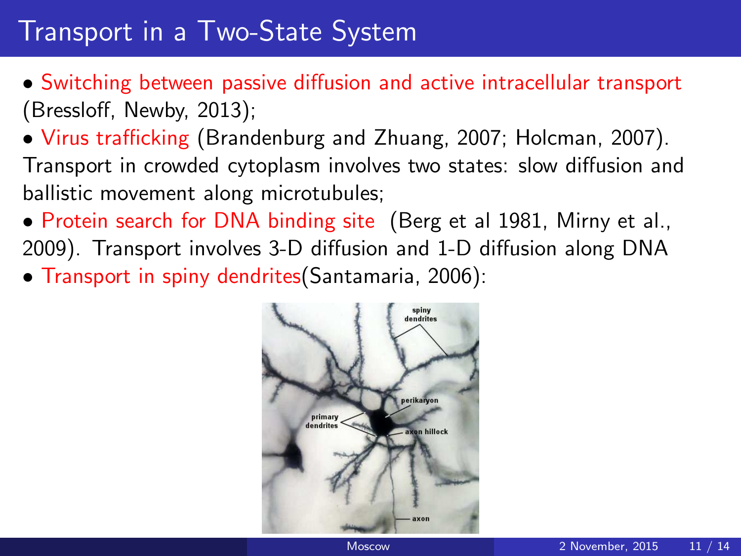# Transport in a Two-State System

- Switching between passive diffusion and active intracellular transport (Bressloff, Newby, 2013);
- Virus trafficking (Brandenburg and Zhuang, 2007; Holcman, 2007). Transport in crowded cytoplasm involves two states: slow diffusion and ballistic movement along microtubules;
- Protein search for DNA binding site (Berg et al 1981, Mirny et al., 2009). Transport involves 3-D diffusion and 1-D diffusion along DNA
- Transport in spiny dendrites(Santamaria, 2006):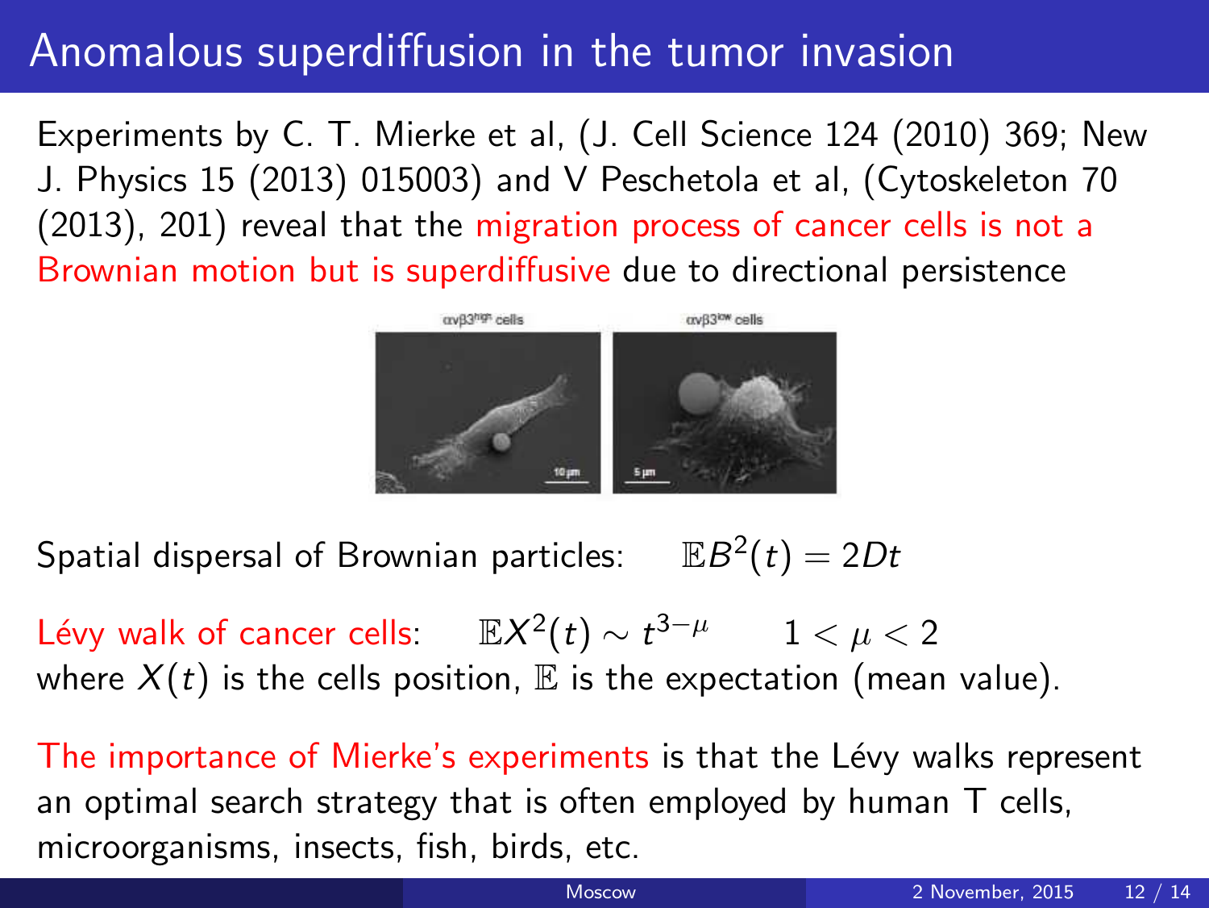# Anomalous superdiffusion in the tumor invasion

Experiments by C. T. Mierke et al, (J. Cell Science 124 (2010) 369; New J. Physics 15 (2013) 015003) and V Peschetola et al, (Cytoskeleton 70 (2013), 201) reveal that the migration process of cancer cells is not a Brownian motion but is superdiffusive due to directional persistence

Spatial dispersal of Brownian particles: $\mathbb{E}B^2(t) = 2Dt$

Lévy walk of cancer cells: $\mathbb{E}X^2(t) \sim t^{3-\mu}$ $\quad 1 < \mu < 2$

where $X(t)$ is the cells position, $\mathbb{E}$ is the expectation (mean value).

The importance of Mierke's experiments is that the Lévy walks represent an optimal search strategy that is often employed by human T cells, microorganisms, insects, fish, birds, etc.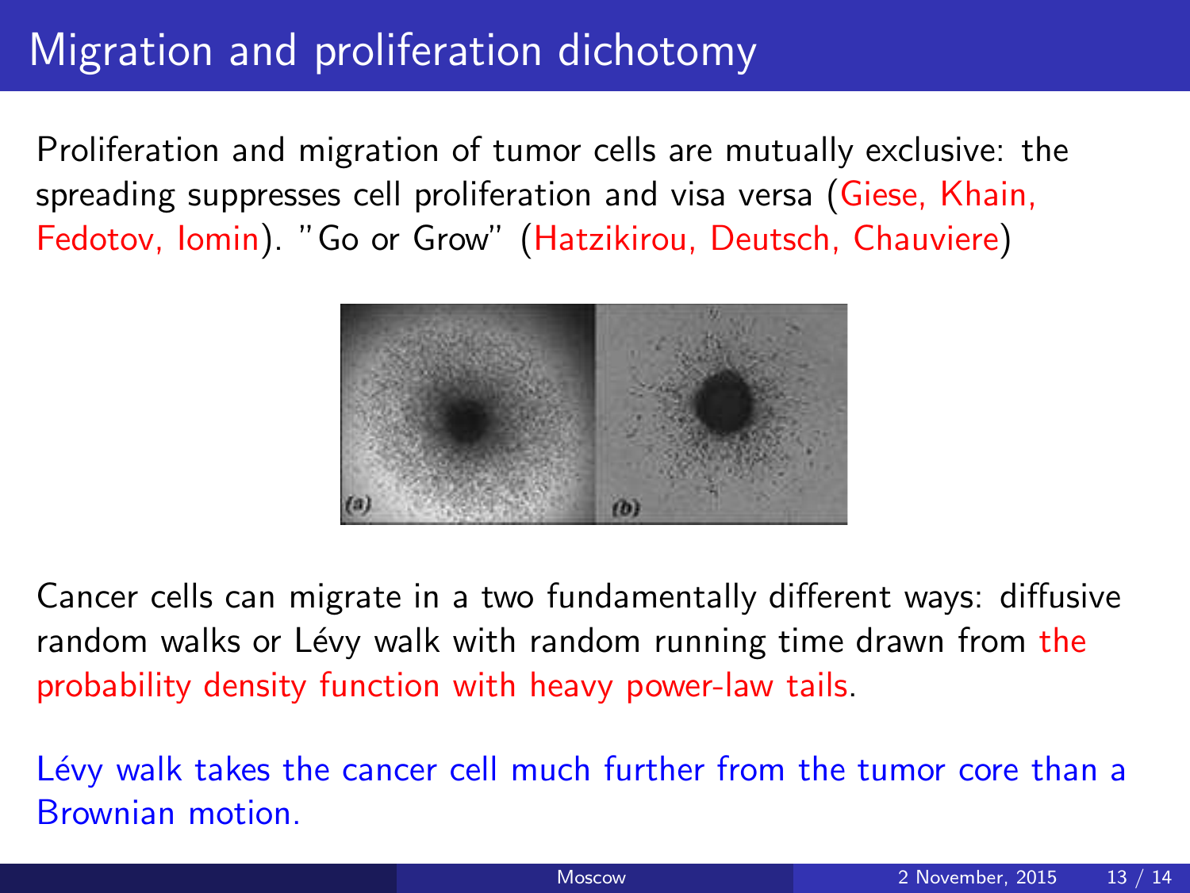# Migration and proliferation dichotomy

Proliferation and migration of tumor cells are mutually exclusive: the spreading suppresses cell proliferation and visa versa (Giese, Khain, Fedotov, Iomin). "Go or Grow" (Hatzikirou, Deutsch, Chauviere)

Cancer cells can migrate in a two fundamentally different ways: diffusive random walks or Lévy walk with random running time drawn from the probability density function with heavy power-law tails.

Lévy walk takes the cancer cell much further from the tumor core than a Brownian motion.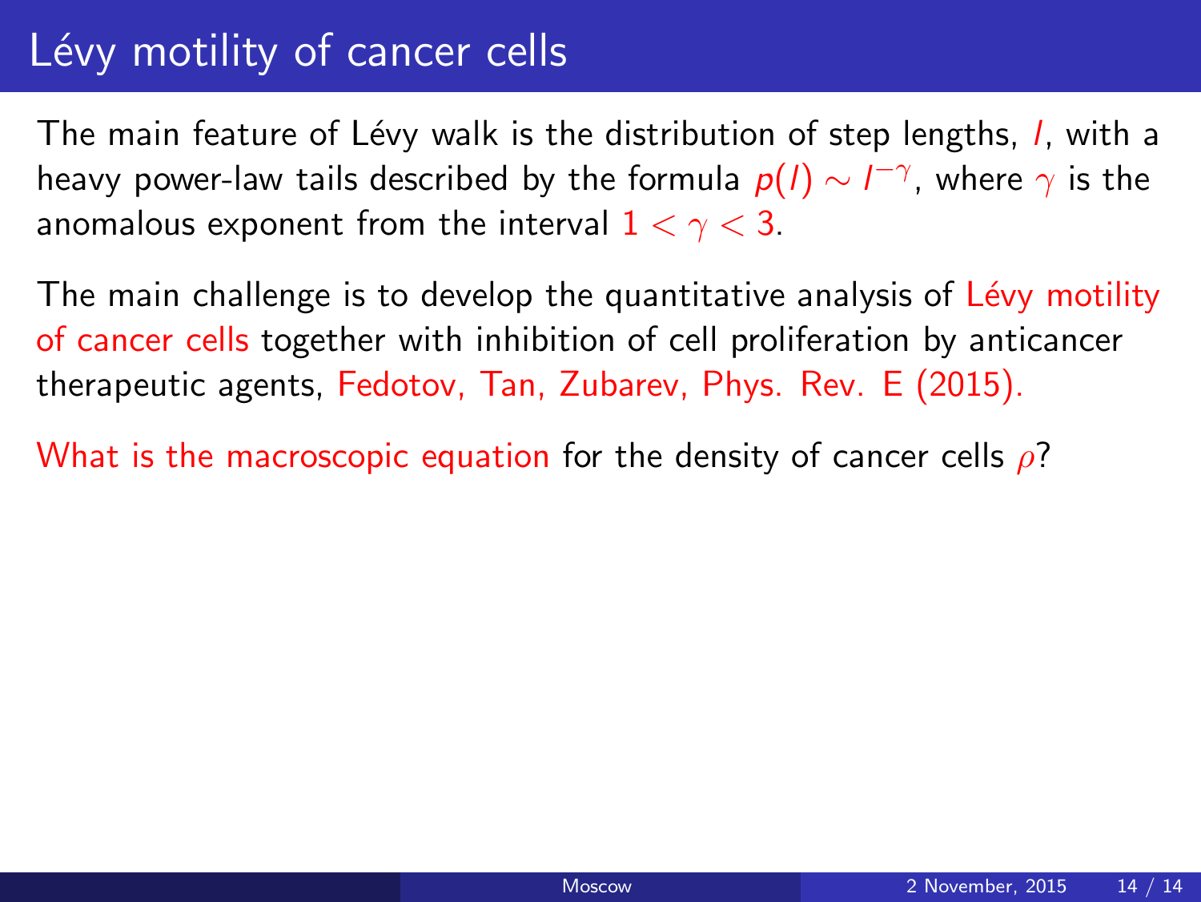# Lévy motility of cancer cells

The main feature of Lévy walk is the distribution of step lengths, $l$, with a heavy power-law tails described by the formula $p(l) \sim l^{-\gamma}$, where $\gamma$ is the anomalous exponent from the interval $1 < \gamma < 3$.

The main challenge is to develop the quantitative analysis of Lévy motility of cancer cells together with inhibition of cell proliferation by anticancer therapeutic agents, Fedotov, Tan, Zubarev, Phys. Rev. E (2015).

What is the macroscopic equation for the density of cancer cells $\rho$?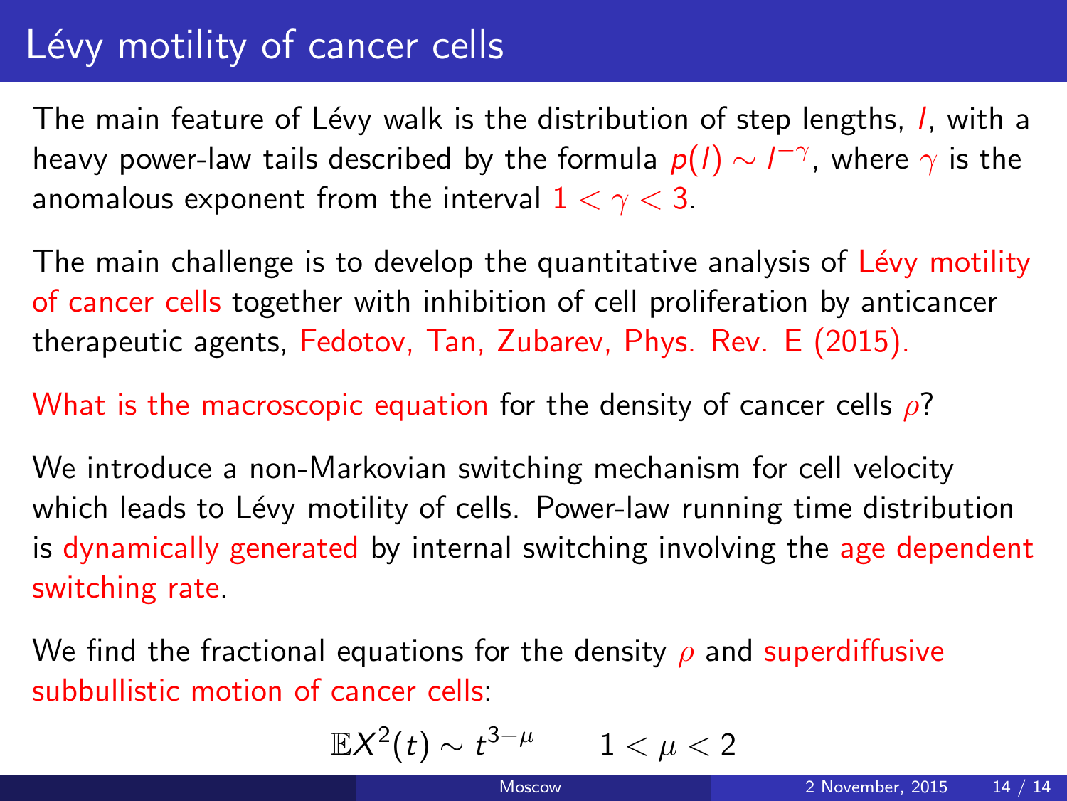# Lévy motility of cancer cells

The main feature of Lévy walk is the distribution of step lengths, $l$, with a heavy power-law tails described by the formula $p(l) \sim l^{-\gamma}$, where $\gamma$ is the anomalous exponent from the interval $1 < \gamma < 3$.

The main challenge is to develop the quantitative analysis of Lévy motility of cancer cells together with inhibition of cell proliferation by anticancer therapeutic agents, Fedotov, Tan, Zubarev, Phys. Rev. E (2015).

What is the macroscopic equation for the density of cancer cells $\rho$?

We introduce a non-Markovian switching mechanism for cell velocity which leads to Lévy motility of cells. Power-law running time distribution is dynamically generated by internal switching involving the age dependent switching rate.

We find the fractional equations for the density $\rho$ and superdiffusive subbullistic motion of cancer cells:

$$\mathbb{E}X^2(t) \sim t^{3-\mu} \qquad 1 < \mu < 2$$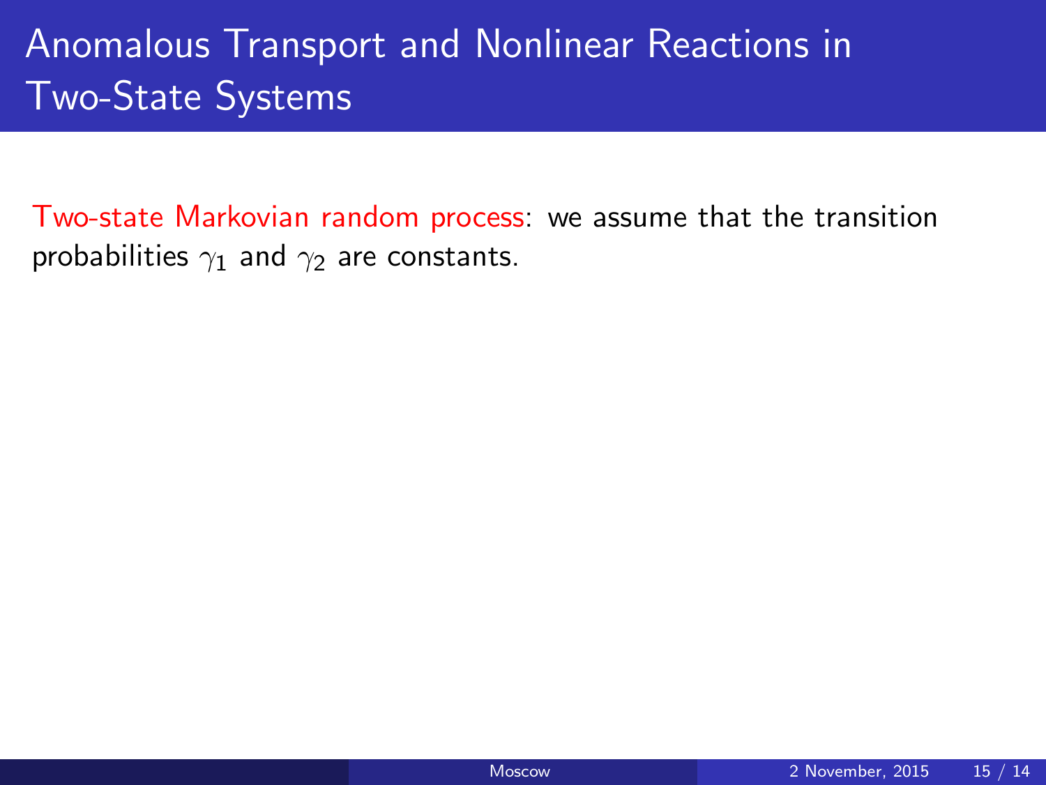# Anomalous Transport and Nonlinear Reactions in Two-State Systems

Two-state Markovian random process: we assume that the transition probabilities $\gamma_1$ and $\gamma_2$ are constants.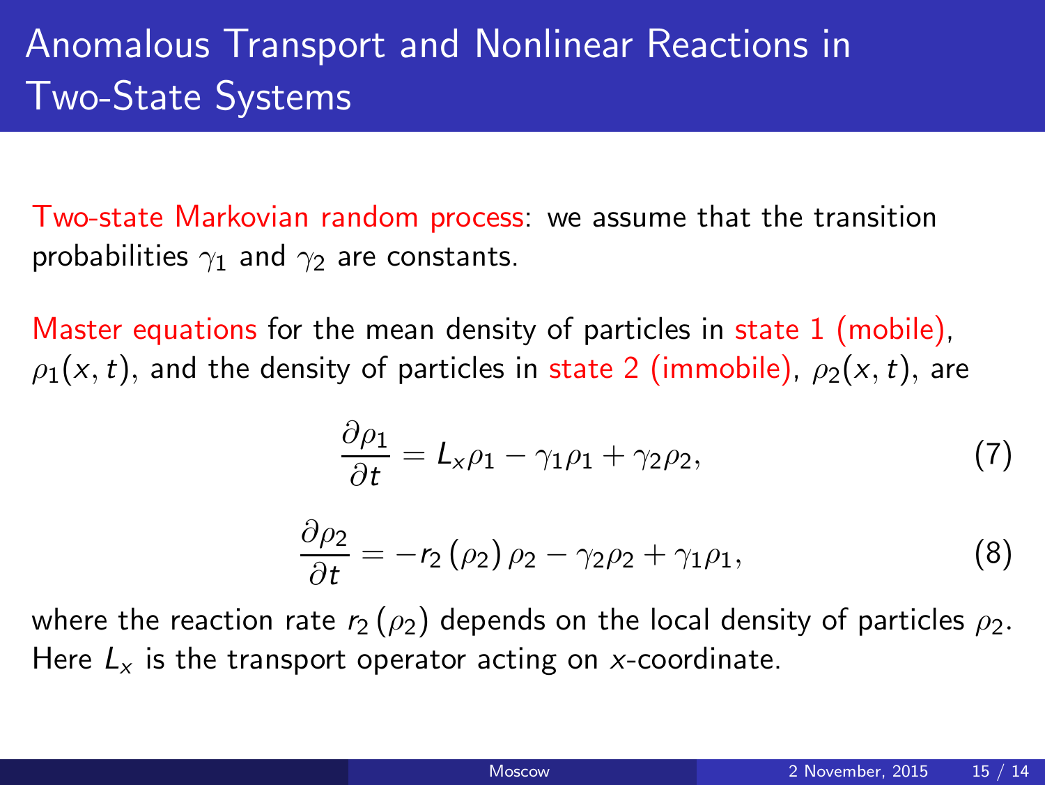# Anomalous Transport and Nonlinear Reactions in Two-State Systems

Two-state Markovian random process: we assume that the transition probabilities $\gamma_1$ and $\gamma_2$ are constants.

Master equations for the mean density of particles in state 1 (mobile), $\rho_1(x,t)$, and the density of particles in state 2 (immobile), $\rho_2(x,t)$, are

$$\frac{\partial \rho_1}{\partial t} = L_x \rho_1 - \gamma_1 \rho_1 + \gamma_2 \rho_2, \tag{7}$$

$$\frac{\partial \rho_2}{\partial t} = -r_2(\rho_2)\,\rho_2 - \gamma_2 \rho_2 + \gamma_1 \rho_1, \tag{8}$$

where the reaction rate $r_2(\rho_2)$ depends on the local density of particles $\rho_2$. Here $L_x$ is the transport operator acting on $x$-coordinate.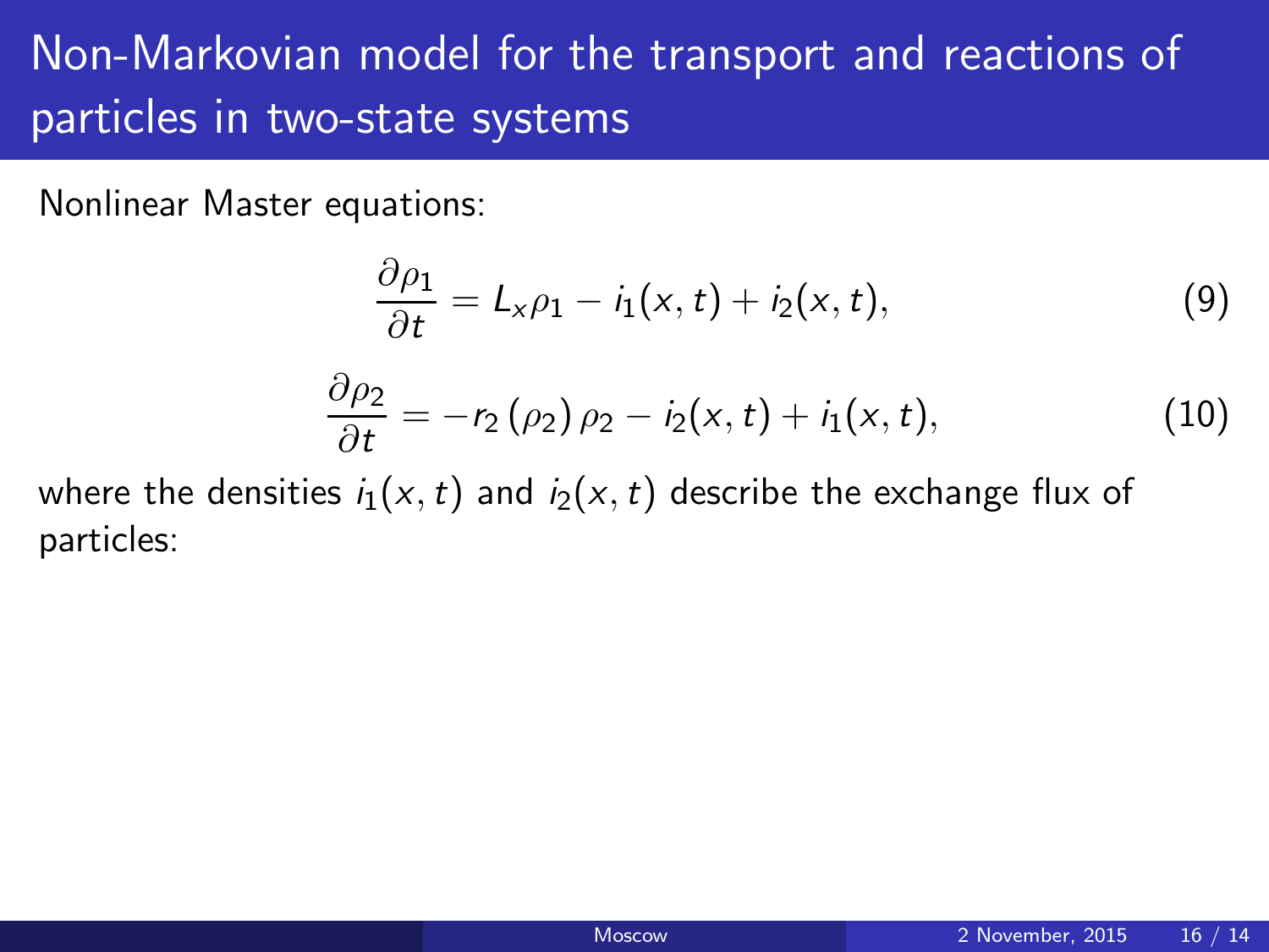# Non-Markovian model for the transport and reactions of particles in two-state systems

Nonlinear Master equations:

$$\frac{\partial \rho_1}{\partial t} = L_x \rho_1 - i_1(x,t) + i_2(x,t), \tag{9}$$

$$\frac{\partial \rho_2}{\partial t} = -r_2(\rho_2)\,\rho_2 - i_2(x,t) + i_1(x,t), \tag{10}$$

where the densities $i_1(x,t)$ and $i_2(x,t)$ describe the exchange flux of particles: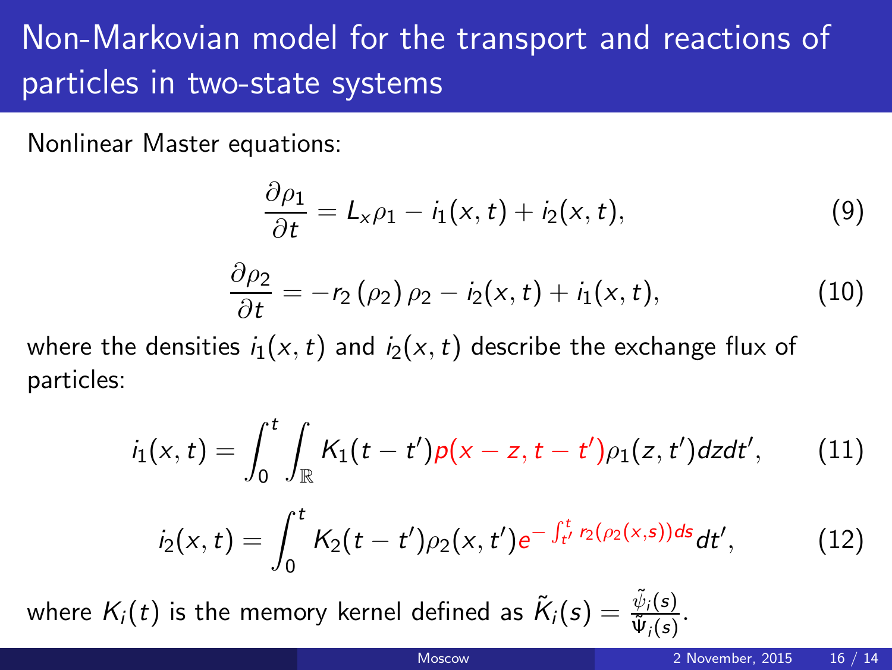# Non-Markovian model for the transport and reactions of particles in two-state systems

Nonlinear Master equations:

$$\frac{\partial \rho_1}{\partial t} = L_x \rho_1 - i_1(x,t) + i_2(x,t), \tag{9}$$

$$\frac{\partial \rho_2}{\partial t} = -r_2\left(\rho_2\right)\rho_2 - i_2(x,t) + i_1(x,t), \tag{10}$$

where the densities $i_1(x,t)$ and $i_2(x,t)$ describe the exchange flux of particles:

$$i_1(x,t) = \int_0^t \int_{\mathbb{R}} K_1(t-t') p(x-z, t-t') \rho_1(z,t') dz dt', \tag{11}$$

$$i_2(x,t) = \int_0^t K_2(t-t') \rho_2(x,t') e^{-\int_{t'}^{t} r_2(\rho_2(x,s))ds} dt', \tag{12}$$

where $K_i(t)$ is the memory kernel defined as $\tilde{K}_i(s) = \frac{\tilde{\psi}_i(s)}{\tilde{\Psi}_i(s)}$.